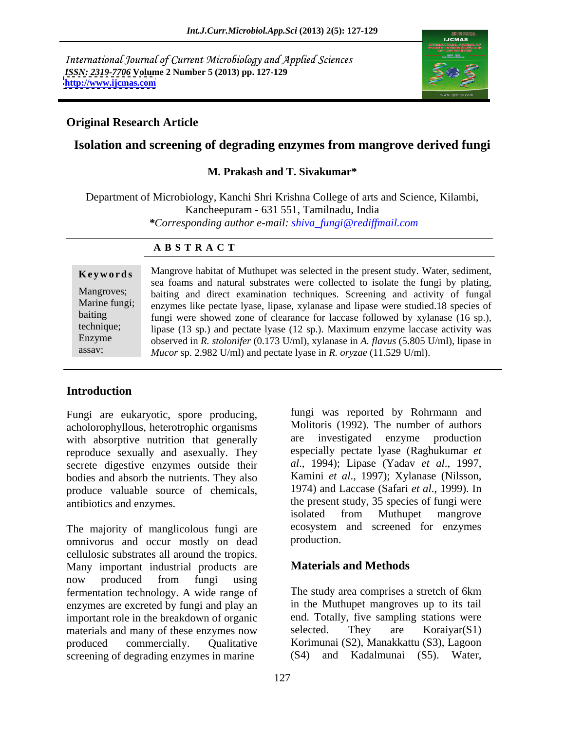International Journal of Current Microbiology and Applied Sciences
*ISSN: 2319-7706* **Volume 2 Number 5 (2013) pp. 127-129**
**http://www.ijcmas.com**

**Original Research Article**

# Isolation and screening of degrading enzymes from mangrove derived fungi

**M. Prakash and T. Sivakumar***

Department of Microbiology, Kanchi Shri Krishna College of arts and Science, Kilambi, Kancheepuram - 631 551, Tamilnadu, India

**\****Corresponding author e-mail: shiva_fungi@rediffmail.com*

## A B S T R A C T

**Keywords**

Mangroves; Marine fungi; baiting technique; Enzyme assay;

Mangrove habitat of Muthupet was selected in the present study. Water, sediment, sea foams and natural substrates were collected to isolate the fungi by plating, baiting and direct examination techniques. Screening and activity of fungal enzymes like pectate lyase, lipase, xylanase and lipase were studied.18 species of fungi were showed zone of clearance for laccase followed by xylanase (16 sp.), lipase (13 sp.) and pectate lyase (12 sp.). Maximum enzyme laccase activity was observed in *R. stolonifer* (0.173 U/ml), xylanase in *A. flavus* (5.805 U/ml), lipase in *Mucor* sp. 2.982 U/ml) and pectate lyase in *R. oryzae* (11.529 U/ml).

## Introduction

Fungi are eukaryotic, spore producing, acholorophyllous, heterotrophic organisms with absorptive nutrition that generally reproduce sexually and asexually. They secrete digestive enzymes outside their bodies and absorb the nutrients. They also produce valuable source of chemicals, antibiotics and enzymes.

The majority of manglicolous fungi are omnivorus and occur mostly on dead cellulosic substrates all around the tropics. Many important industrial products are now produced from fungi using fermentation technology. A wide range of enzymes are excreted by fungi and play an important role in the breakdown of organic materials and many of these enzymes now produced commercially. Qualitative screening of degrading enzymes in marine fungi was reported by Rohrmann and Molitoris (1992). The number of authors are investigated enzyme production especially pectate lyase (Raghukumar *et al*., 1994); Lipase (Yadav *et al*., 1997, Kamini *et al*., 1997); Xylanase (Nilsson, 1974) and Laccase (Safari *et al*., 1999). In the present study, 35 species of fungi were isolated from Muthupet mangrove ecosystem and screened for enzymes production.

## Materials and Methods

The study area comprises a stretch of 6km in the Muthupet mangroves up to its tail end. Totally, five sampling stations were selected. They are Koraiyar(S1) Korimunai (S2), Manakkattu (S3), Lagoon (S4) and Kadalmunai (S5). Water,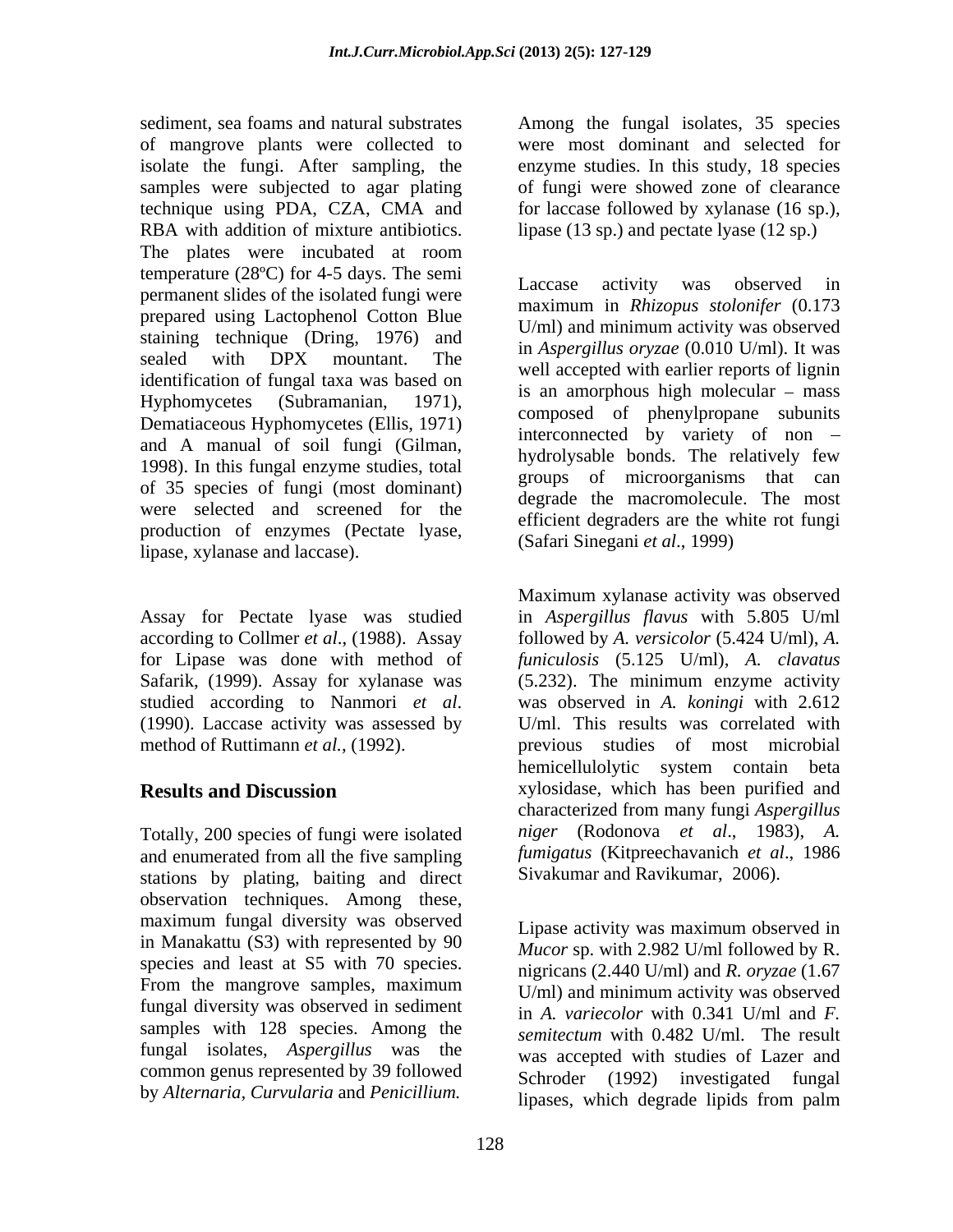sediment, sea foams and natural substrates of mangrove plants were collected to isolate the fungi. After sampling, the samples were subjected to agar plating technique using PDA, CZA, CMA and RBA with addition of mixture antibiotics. The plates were incubated at room temperature (28ºC) for 4-5 days. The semi permanent slides of the isolated fungi were prepared using Lactophenol Cotton Blue staining technique (Dring, 1976) and sealed with DPX mountant. The identification of fungal taxa was based on Hyphomycetes (Subramanian, 1971), Dematiaceous Hyphomycetes (Ellis, 1971) and A manual of soil fungi (Gilman, 1998). In this fungal enzyme studies, total of 35 species of fungi (most dominant) were selected and screened for the production of enzymes (Pectate lyase, lipase, xylanase and laccase).

Assay for Pectate lyase was studied according to Collmer *et al*., (1988). Assay for Lipase was done with method of Safarik, (1999). Assay for xylanase was studied according to Nanmori *et al*. (1990). Laccase activity was assessed by method of Ruttimann *et al.*, (1992).

## Results and Discussion

Totally, 200 species of fungi were isolated and enumerated from all the five sampling stations by plating, baiting and direct observation techniques. Among these, maximum fungal diversity was observed in Manakattu (S3) with represented by 90 species and least at S5 with 70 species. From the mangrove samples, maximum fungal diversity was observed in sediment samples with 128 species. Among the fungal isolates, *Aspergillus* was the common genus represented by 39 followed by *Alternaria, Curvularia* and *Penicillium.*

Among the fungal isolates, 35 species were most dominant and selected for enzyme studies. In this study, 18 species of fungi were showed zone of clearance for laccase followed by xylanase (16 sp.), lipase (13 sp.) and pectate lyase (12 sp.)

Laccase activity was observed in maximum in *Rhizopus stolonifer* (0.173 U/ml) and minimum activity was observed in *Aspergillus oryzae* (0.010 U/ml). It was well accepted with earlier reports of lignin is an amorphous high molecular – mass composed of phenylpropane subunits interconnected by variety of non – hydrolysable bonds. The relatively few groups of microorganisms that can degrade the macromolecule. The most efficient degraders are the white rot fungi (Safari Sinegani *et al*., 1999)

Maximum xylanase activity was observed in *Aspergillus flavus* with 5.805 U/ml followed by *A. versicolor* (5.424 U/ml), *A. funiculosis* (5.125 U/ml), *A. clavatus* (5.232). The minimum enzyme activity was observed in *A. koningi* with 2.612 U/ml. This results was correlated with previous studies of most microbial hemicellulolytic system contain beta xylosidase, which has been purified and characterized from many fungi *Aspergillus niger* (Rodonova *et al*., 1983), *A. fumigatus* (Kitpreechavanich *et al*., 1986 Sivakumar and Ravikumar, 2006).

Lipase activity was maximum observed in *Mucor* sp. with 2.982 U/ml followed by R. nigricans (2.440 U/ml) and *R. oryzae* (1.67 U/ml) and minimum activity was observed in *A. variecolor* with 0.341 U/ml and *F. semitectum* with 0.482 U/ml. The result was accepted with studies of Lazer and Schroder (1992) investigated fungal lipases, which degrade lipids from palm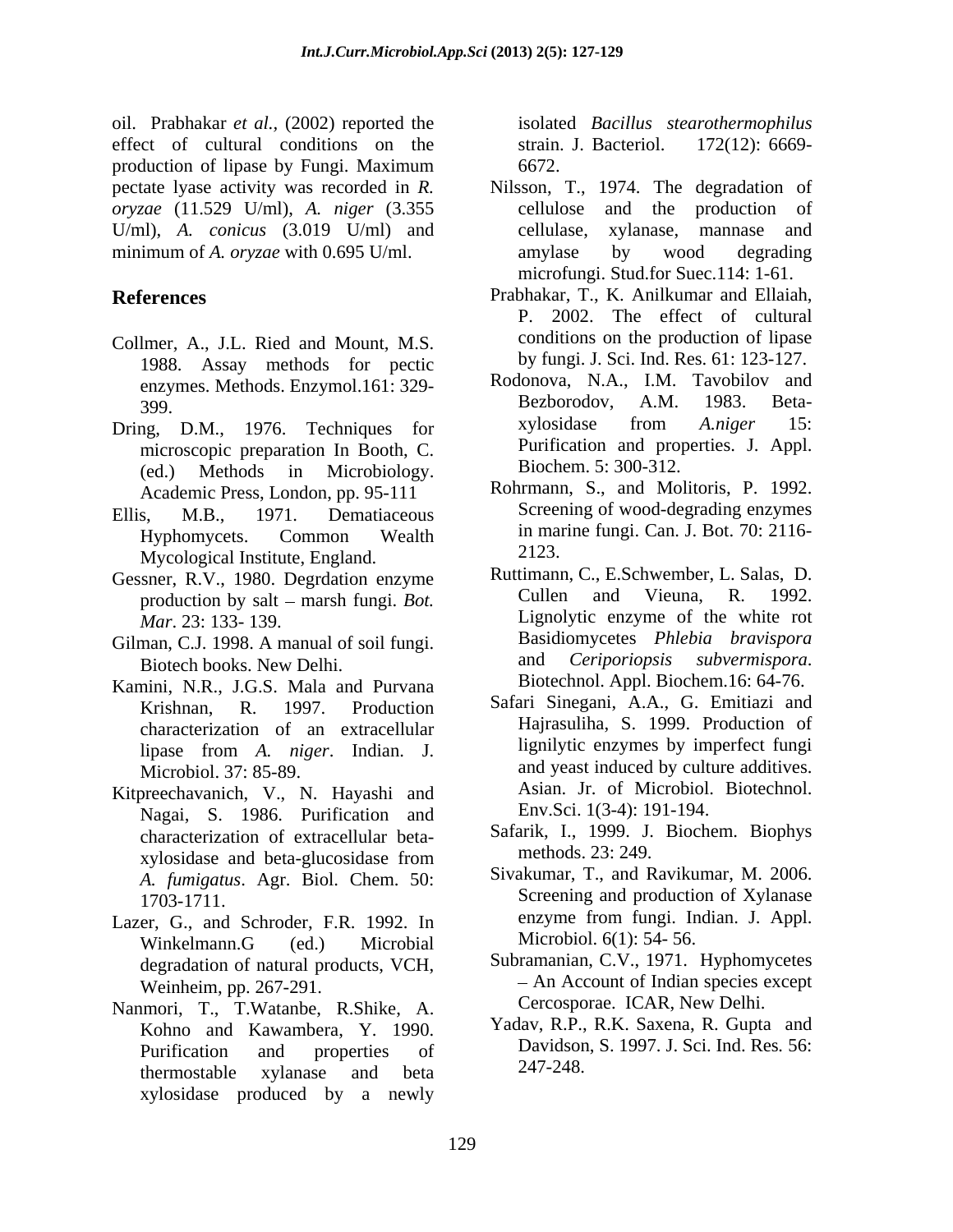oil. Prabhakar *et al.*, (2002) reported the effect of cultural conditions on the production of lipase by Fungi. Maximum pectate lyase activity was recorded in *R. oryzae* (11.529 U/ml), *A. niger* (3.355 U/ml), *A. conicus* (3.019 U/ml) and minimum of *A. oryzae* with 0.695 U/ml.

## References

Collmer, A., J.L. Ried and Mount, M.S. 1988. Assay methods for pectic enzymes. Methods. Enzymol.161: 329-399.

Dring, D.M., 1976. Techniques for microscopic preparation In Booth, C. (ed.) Methods in Microbiology. Academic Press, London, pp. 95-111

Ellis, M.B., 1971. Dematiaceous Hyphomycets. Common Wealth Mycological Institute, England.

Gessner, R.V., 1980. Degrdation enzyme production by salt – marsh fungi. *Bot. Mar*. 23: 133- 139.

Gilman, C.J. 1998. A manual of soil fungi. Biotech books. New Delhi.

Kamini, N.R., J.G.S. Mala and Purvana Krishnan, R. 1997. Production characterization of an extracellular lipase from *A. niger*. Indian. J. Microbiol. 37: 85-89.

Kitpreechavanich, V., N. Hayashi and Nagai, S. 1986. Purification and characterization of extracellular beta-xylosidase and beta-glucosidase from *A. fumigatus*. Agr. Biol. Chem. 50: 1703-1711.

Lazer, G., and Schroder, F.R. 1992. In Winkelmann.G (ed.) Microbial degradation of natural products, VCH, Weinheim, pp. 267-291.

Nanmori, T., T.Watanbe, R.Shike, A. Kohno and Kawambera, Y. 1990. Purification and properties of thermostable xylanase and beta xylosidase produced by a newly isolated *Bacillus stearothermophilus* strain. J. Bacteriol. 172(12): 6669-6672.

Nilsson, T., 1974. The degradation of cellulose and the production of cellulase, xylanase, mannase and amylase by wood degrading microfungi. Stud.for Suec.114: 1-61.

Prabhakar, T., K. Anilkumar and Ellaiah, P. 2002. The effect of cultural conditions on the production of lipase by fungi. J. Sci. Ind. Res. 61: 123-127.

Rodonova, N.A., I.M. Tavobilov and Bezborodov, A.M. 1983. Beta-xylosidase from *A.niger* 15: Purification and properties. J. Appl. Biochem. 5: 300-312.

Rohrmann, S., and Molitoris, P. 1992. Screening of wood-degrading enzymes in marine fungi. Can. J. Bot. 70: 2116-2123.

Ruttimann, C., E.Schwember, L. Salas, D. Cullen and Vieuna, R. 1992. Lignolytic enzyme of the white rot Basidiomycetes *Phlebia bravispora* and *Ceriporiopsis subvermispora*. Biotechnol. Appl. Biochem.16: 64-76.

Safari Sinegani, A.A., G. Emitiazi and Hajrasuliha, S. 1999. Production of lignilytic enzymes by imperfect fungi and yeast induced by culture additives. Asian. Jr. of Microbiol. Biotechnol. Env.Sci. 1(3-4): 191-194.

Safarik, I., 1999. J. Biochem. Biophys methods. 23: 249.

Sivakumar, T., and Ravikumar, M. 2006. Screening and production of Xylanase enzyme from fungi. Indian. J. Appl. Microbiol. 6(1): 54- 56.

Subramanian, C.V., 1971. Hyphomycetes – An Account of Indian species except Cercosporae. ICAR, New Delhi.

Yadav, R.P., R.K. Saxena, R. Gupta and Davidson, S. 1997. J. Sci. Ind. Res. 56: 247-248.